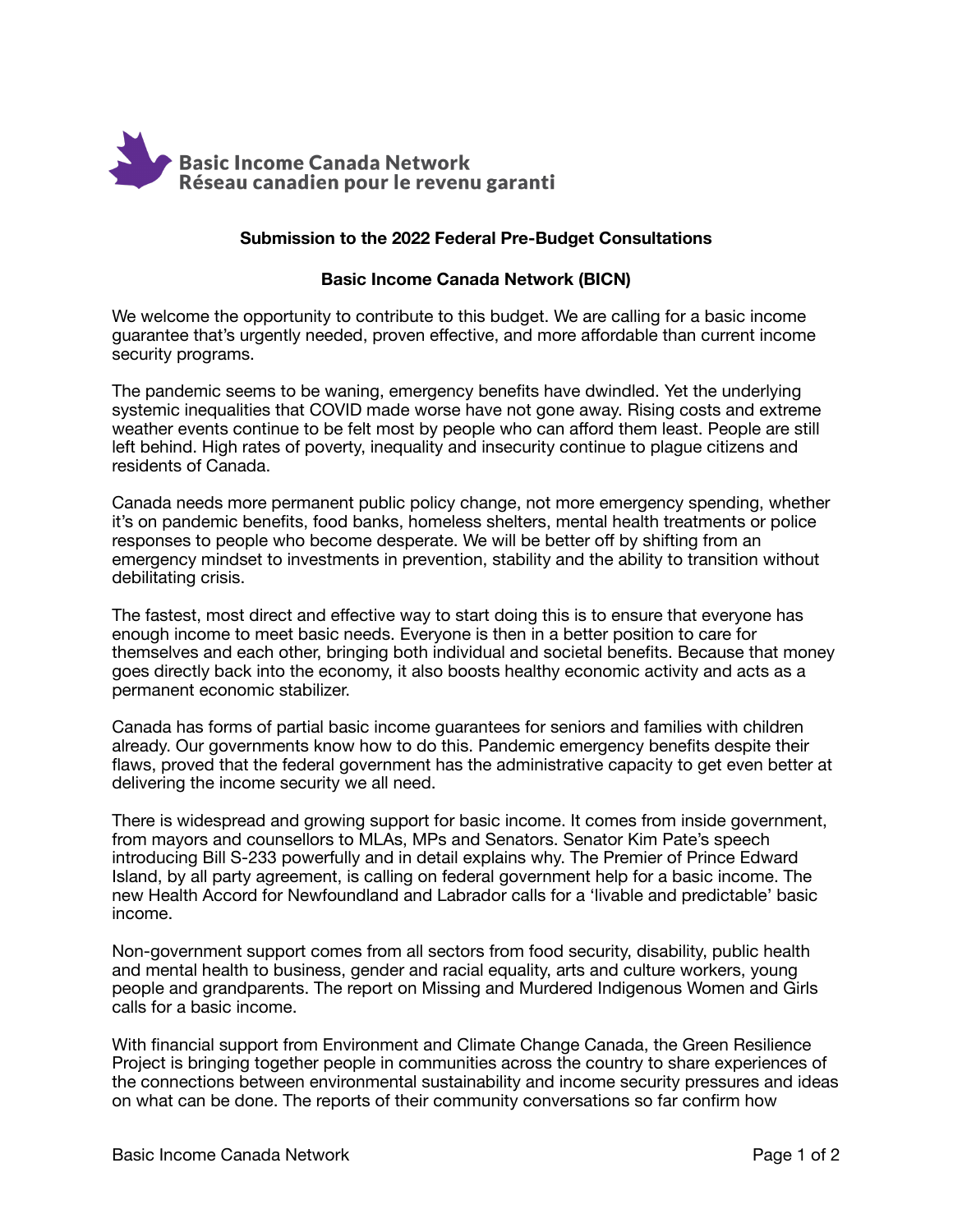Basic Income Canada Network
Réseau canadien pour le revenu garanti

## Submission to the 2022 Federal Pre-Budget Consultations

## Basic Income Canada Network (BICN)

We welcome the opportunity to contribute to this budget. We are calling for a basic income guarantee that's urgently needed, proven effective, and more affordable than current income security programs.

The pandemic seems to be waning, emergency benefits have dwindled. Yet the underlying systemic inequalities that COVID made worse have not gone away. Rising costs and extreme weather events continue to be felt most by people who can afford them least. People are still left behind. High rates of poverty, inequality and insecurity continue to plague citizens and residents of Canada.

Canada needs more permanent public policy change, not more emergency spending, whether it's on pandemic benefits, food banks, homeless shelters, mental health treatments or police responses to people who become desperate. We will be better off by shifting from an emergency mindset to investments in prevention, stability and the ability to transition without debilitating crisis.

The fastest, most direct and effective way to start doing this is to ensure that everyone has enough income to meet basic needs. Everyone is then in a better position to care for themselves and each other, bringing both individual and societal benefits. Because that money goes directly back into the economy, it also boosts healthy economic activity and acts as a permanent economic stabilizer.

Canada has forms of partial basic income guarantees for seniors and families with children already. Our governments know how to do this. Pandemic emergency benefits despite their flaws, proved that the federal government has the administrative capacity to get even better at delivering the income security we all need.

There is widespread and growing support for basic income. It comes from inside government, from mayors and counsellors to MLAs, MPs and Senators. Senator Kim Pate's speech introducing Bill S-233 powerfully and in detail explains why. The Premier of Prince Edward Island, by all party agreement, is calling on federal government help for a basic income. The new Health Accord for Newfoundland and Labrador calls for a 'livable and predictable' basic income.

Non-government support comes from all sectors from food security, disability, public health and mental health to business, gender and racial equality, arts and culture workers, young people and grandparents. The report on Missing and Murdered Indigenous Women and Girls calls for a basic income.

With financial support from Environment and Climate Change Canada, the Green Resilience Project is bringing together people in communities across the country to share experiences of the connections between environmental sustainability and income security pressures and ideas on what can be done. The reports of their community conversations so far confirm how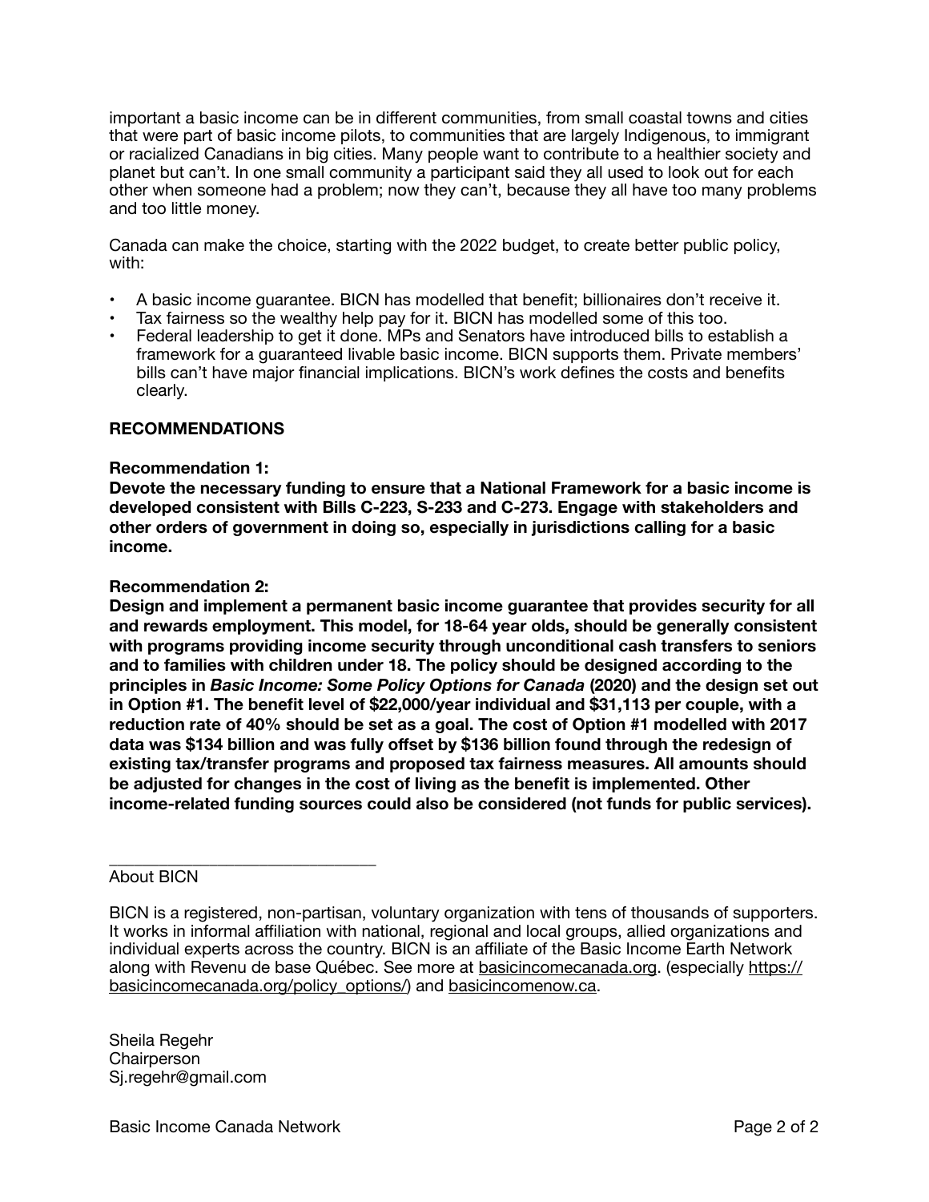important a basic income can be in different communities, from small coastal towns and cities that were part of basic income pilots, to communities that are largely Indigenous, to immigrant or racialized Canadians in big cities. Many people want to contribute to a healthier society and planet but can't. In one small community a participant said they all used to look out for each other when someone had a problem; now they can't, because they all have too many problems and too little money.

Canada can make the choice, starting with the 2022 budget, to create better public policy, with:

- A basic income guarantee. BICN has modelled that benefit; billionaires don't receive it.
- Tax fairness so the wealthy help pay for it. BICN has modelled some of this too.
- Federal leadership to get it done. MPs and Senators have introduced bills to establish a framework for a guaranteed livable basic income. BICN supports them. Private members' bills can't have major financial implications. BICN's work defines the costs and benefits clearly.

**RECOMMENDATIONS**

**Recommendation 1:**
**Devote the necessary funding to ensure that a National Framework for a basic income is developed consistent with Bills C-223, S-233 and C-273. Engage with stakeholders and other orders of government in doing so, especially in jurisdictions calling for a basic income.**

**Recommendation 2:**
**Design and implement a permanent basic income guarantee that provides security for all and rewards employment. This model, for 18-64 year olds, should be generally consistent with programs providing income security through unconditional cash transfers to seniors and to families with children under 18. The policy should be designed according to the principles in *Basic Income: Some Policy Options for Canada* (2020) and the design set out in Option #1. The benefit level of $22,000/year individual and $31,113 per couple, with a reduction rate of 40% should be set as a goal. The cost of Option #1 modelled with 2017 data was $134 billion and was fully offset by $136 billion found through the redesign of existing tax/transfer programs and proposed tax fairness measures. All amounts should be adjusted for changes in the cost of living as the benefit is implemented. Other income-related funding sources could also be considered (not funds for public services).**

---

About BICN

BICN is a registered, non-partisan, voluntary organization with tens of thousands of supporters. It works in informal affiliation with national, regional and local groups, allied organizations and individual experts across the country. BICN is an affiliate of the Basic Income Earth Network along with Revenu de base Québec. See more at basicincomecanada.org. (especially https://basicincomecanada.org/policy_options/) and basicincomenow.ca.

Sheila Regehr
Chairperson
Sj.regehr@gmail.com